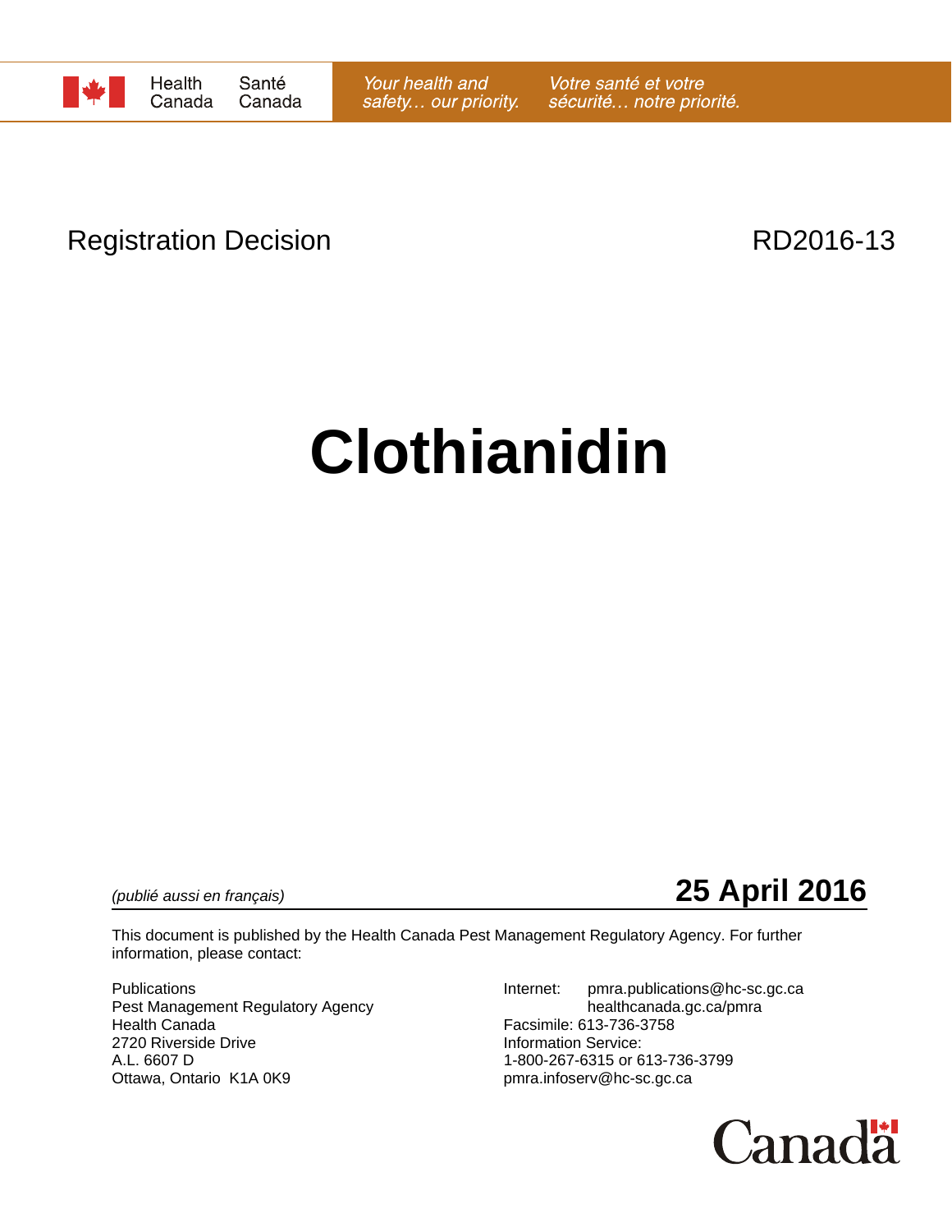Health Canada | Santé Canada

*Your health and safety… our priority.* *Votre santé et votre sécurité… notre priorité.*

Registration Decision RD2016-13

# Clothianidin

*(publié aussi en français)* **25 April 2016**

This document is published by the Health Canada Pest Management Regulatory Agency. For further information, please contact:

Publications
Pest Management Regulatory Agency
Health Canada
2720 Riverside Drive
A.L. 6607 D
Ottawa, Ontario K1A 0K9

Internet: pmra.publications@hc-sc.gc.ca
healthcanada.gc.ca/pmra
Facsimile: 613-736-3758
Information Service:
1-800-267-6315 or 613-736-3799
pmra.infoserv@hc-sc.gc.ca

Canada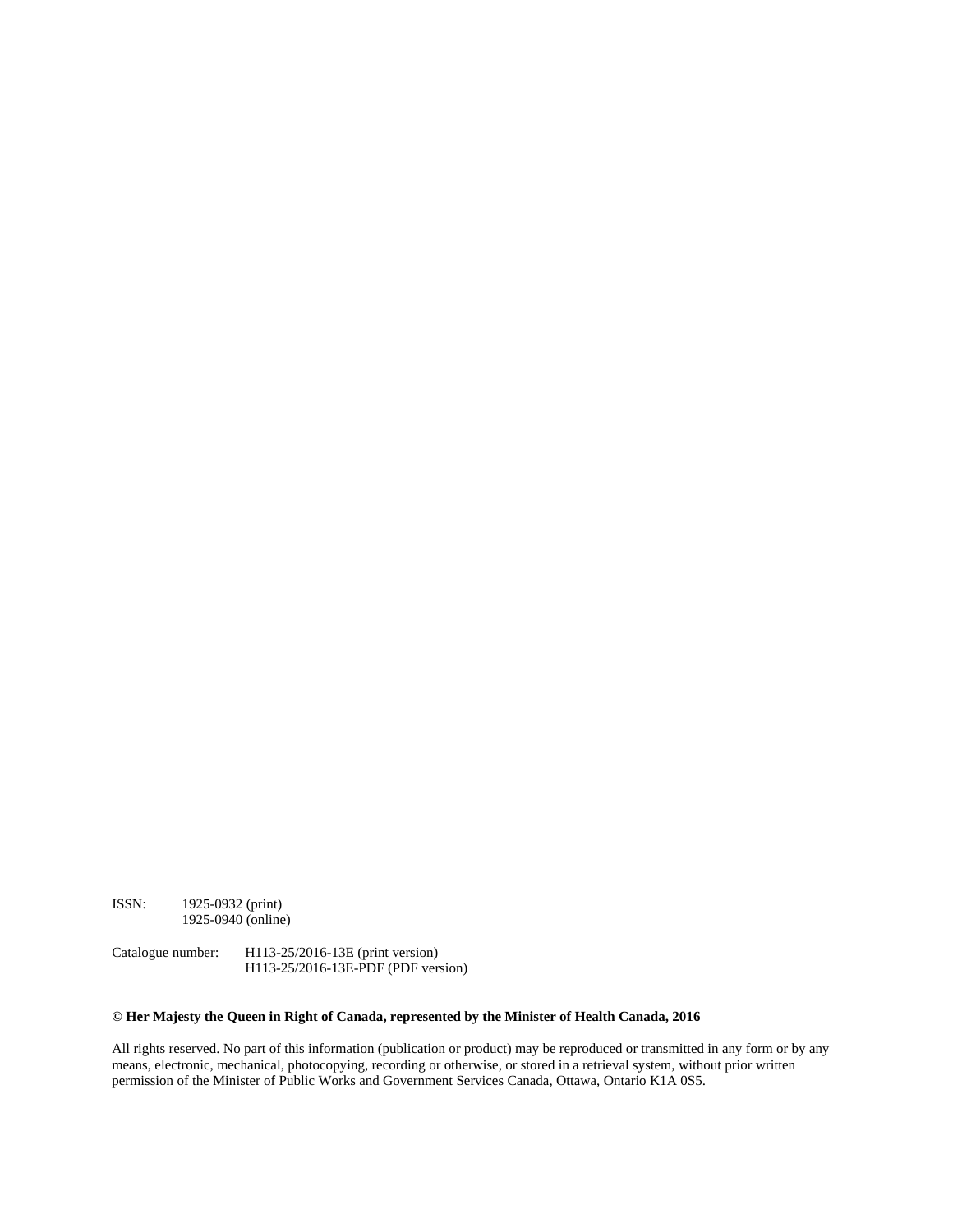ISSN: 1925-0932 (print)
1925-0940 (online)

Catalogue number: H113-25/2016-13E (print version)
H113-25/2016-13E-PDF (PDF version)

**© Her Majesty the Queen in Right of Canada, represented by the Minister of Health Canada, 2016**

All rights reserved. No part of this information (publication or product) may be reproduced or transmitted in any form or by any means, electronic, mechanical, photocopying, recording or otherwise, or stored in a retrieval system, without prior written permission of the Minister of Public Works and Government Services Canada, Ottawa, Ontario K1A 0S5.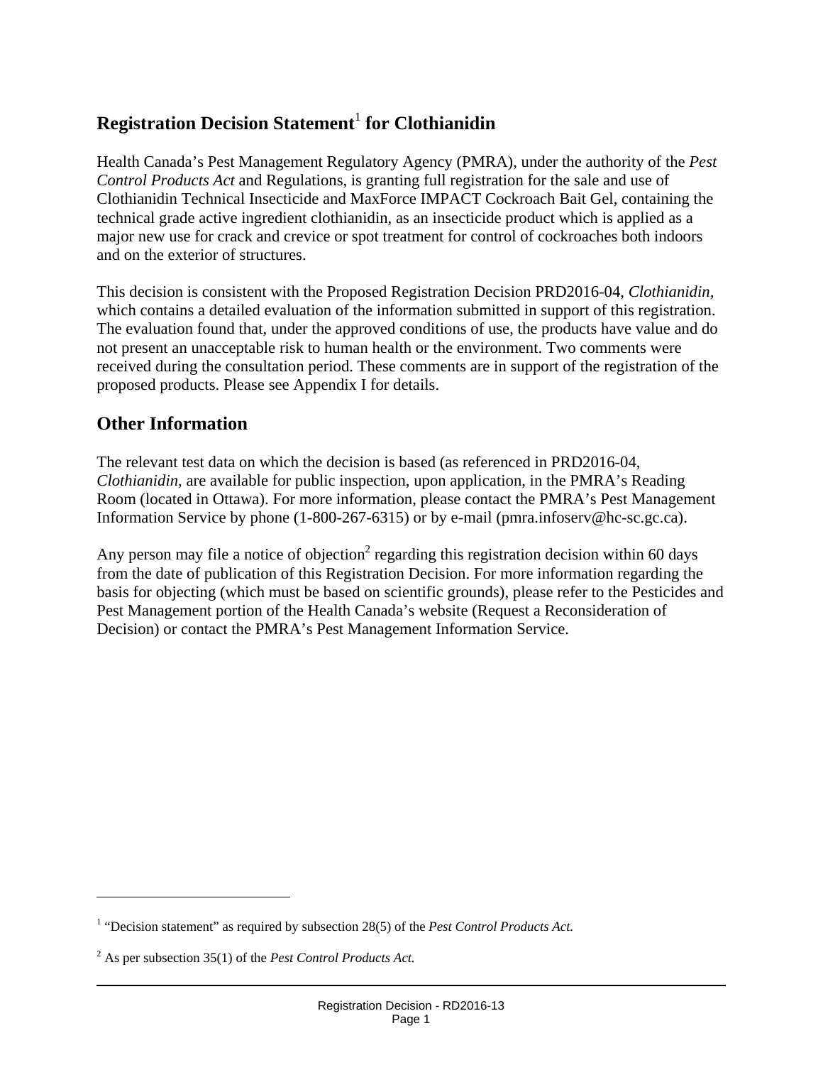## Registration Decision Statement[1] for Clothianidin

Health Canada's Pest Management Regulatory Agency (PMRA), under the authority of the *Pest Control Products Act* and Regulations, is granting full registration for the sale and use of Clothianidin Technical Insecticide and MaxForce IMPACT Cockroach Bait Gel, containing the technical grade active ingredient clothianidin, as an insecticide product which is applied as a major new use for crack and crevice or spot treatment for control of cockroaches both indoors and on the exterior of structures.

This decision is consistent with the Proposed Registration Decision PRD2016-04, *Clothianidin,* which contains a detailed evaluation of the information submitted in support of this registration. The evaluation found that, under the approved conditions of use, the products have value and do not present an unacceptable risk to human health or the environment. Two comments were received during the consultation period. These comments are in support of the registration of the proposed products. Please see Appendix I for details.

## Other Information

The relevant test data on which the decision is based (as referenced in PRD2016-04, *Clothianidin,* are available for public inspection, upon application, in the PMRA's Reading Room (located in Ottawa). For more information, please contact the PMRA's Pest Management Information Service by phone (1-800-267-6315) or by e-mail (pmra.infoserv@hc-sc.gc.ca).

Any person may file a notice of objection[2] regarding this registration decision within 60 days from the date of publication of this Registration Decision. For more information regarding the basis for objecting (which must be based on scientific grounds), please refer to the Pesticides and Pest Management portion of the Health Canada's website (Request a Reconsideration of Decision) or contact the PMRA's Pest Management Information Service.

---

[1] "Decision statement" as required by subsection 28(5) of the *Pest Control Products Act.*

[2] As per subsection 35(1) of the *Pest Control Products Act.*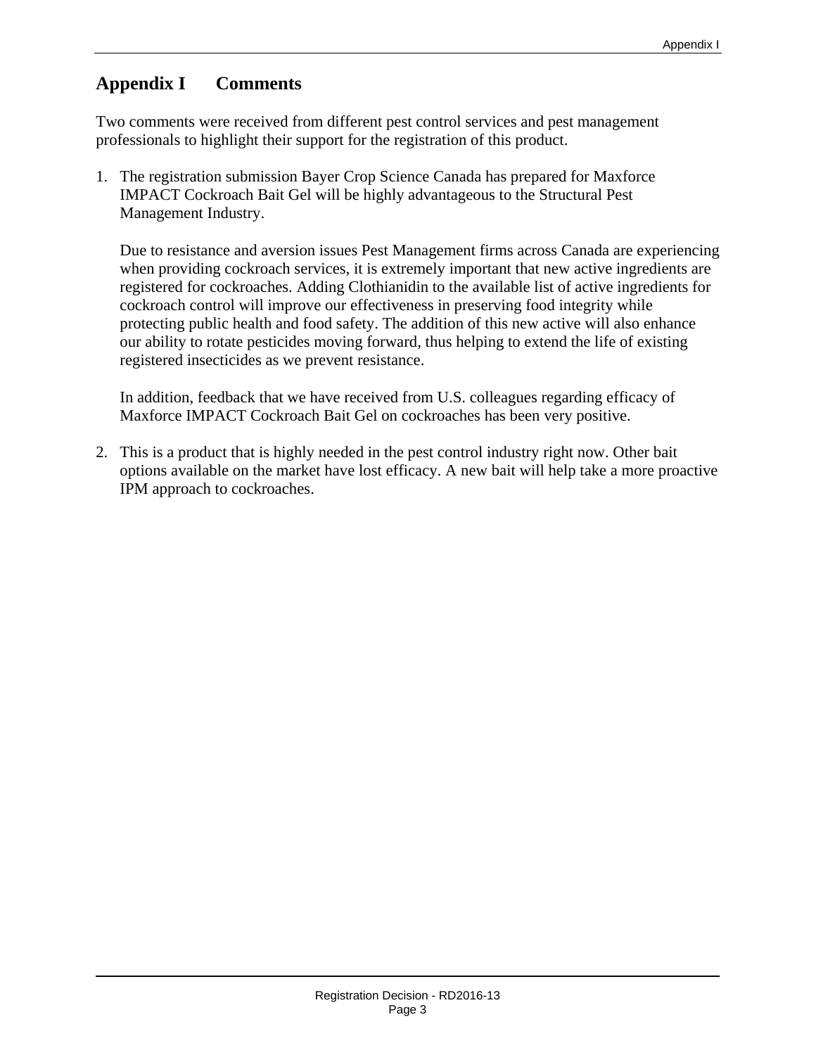# Appendix I Comments

Two comments were received from different pest control services and pest management professionals to highlight their support for the registration of this product.

1. The registration submission Bayer Crop Science Canada has prepared for Maxforce IMPACT Cockroach Bait Gel will be highly advantageous to the Structural Pest Management Industry.

   Due to resistance and aversion issues Pest Management firms across Canada are experiencing when providing cockroach services, it is extremely important that new active ingredients are registered for cockroaches. Adding Clothianidin to the available list of active ingredients for cockroach control will improve our effectiveness in preserving food integrity while protecting public health and food safety. The addition of this new active will also enhance our ability to rotate pesticides moving forward, thus helping to extend the life of existing registered insecticides as we prevent resistance.

   In addition, feedback that we have received from U.S. colleagues regarding efficacy of Maxforce IMPACT Cockroach Bait Gel on cockroaches has been very positive.

2. This is a product that is highly needed in the pest control industry right now. Other bait options available on the market have lost efficacy. A new bait will help take a more proactive IPM approach to cockroaches.